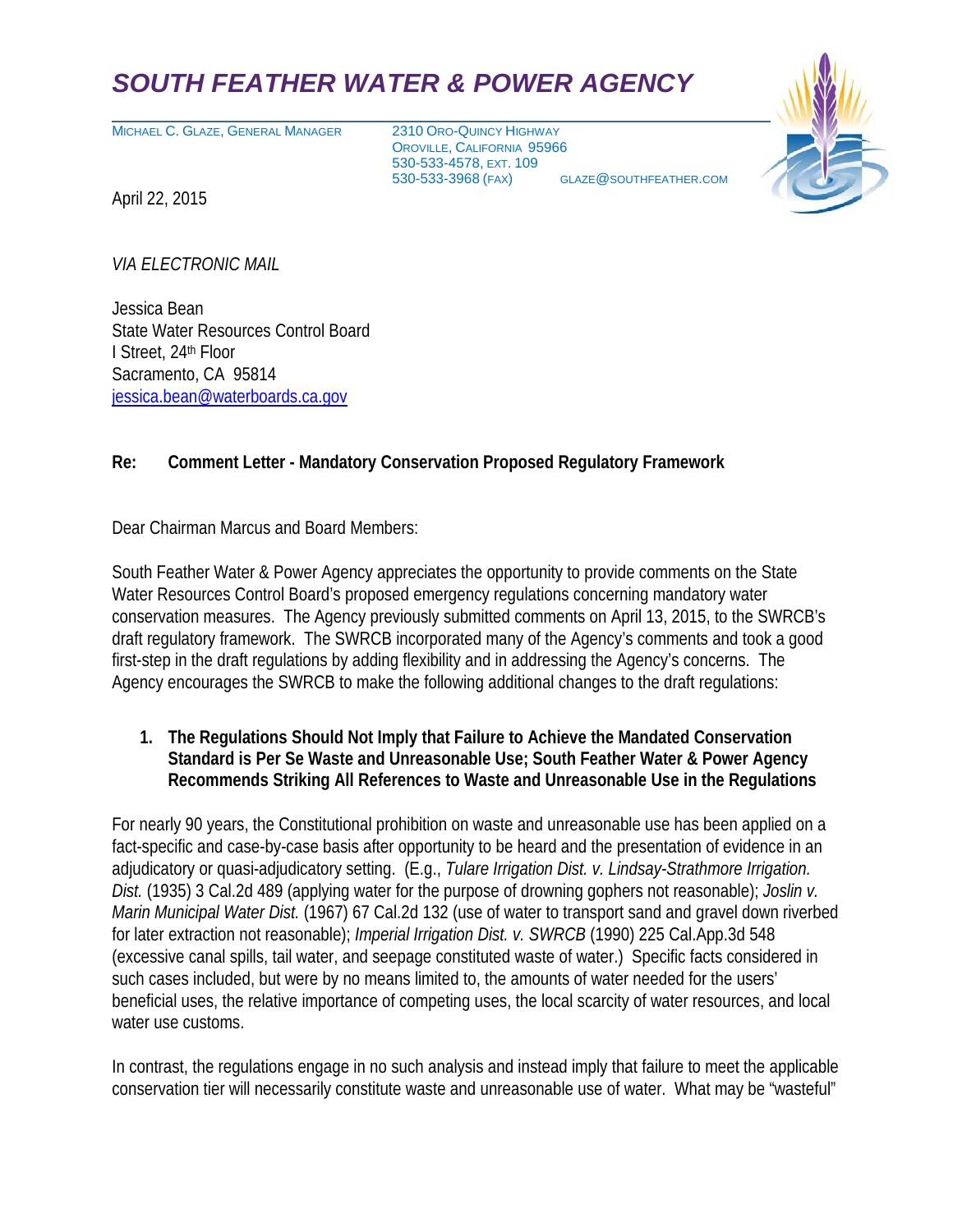# SOUTH FEATHER WATER & POWER AGENCY

MICHAEL C. GLAZE, GENERAL MANAGER

2310 ORO-QUINCY HIGHWAY
OROVILLE, CALIFORNIA 95966
530-533-4578, EXT. 109
530-533-3968 (FAX)
GLAZE@SOUTHFEATHER.COM

April 22, 2015

*VIA ELECTRONIC MAIL*

Jessica Bean
State Water Resources Control Board
I Street, 24th Floor
Sacramento, CA 95814
jessica.bean@waterboards.ca.gov

**Re: Comment Letter - Mandatory Conservation Proposed Regulatory Framework**

Dear Chairman Marcus and Board Members:

South Feather Water & Power Agency appreciates the opportunity to provide comments on the State Water Resources Control Board's proposed emergency regulations concerning mandatory water conservation measures. The Agency previously submitted comments on April 13, 2015, to the SWRCB's draft regulatory framework. The SWRCB incorporated many of the Agency's comments and took a good first-step in the draft regulations by adding flexibility and in addressing the Agency's concerns. The Agency encourages the SWRCB to make the following additional changes to the draft regulations:

1. **The Regulations Should Not Imply that Failure to Achieve the Mandated Conservation Standard is Per Se Waste and Unreasonable Use; South Feather Water & Power Agency Recommends Striking All References to Waste and Unreasonable Use in the Regulations**

For nearly 90 years, the Constitutional prohibition on waste and unreasonable use has been applied on a fact-specific and case-by-case basis after opportunity to be heard and the presentation of evidence in an adjudicatory or quasi-adjudicatory setting. (E.g., *Tulare Irrigation Dist. v. Lindsay-Strathmore Irrigation. Dist.* (1935) 3 Cal.2d 489 (applying water for the purpose of drowning gophers not reasonable); *Joslin v. Marin Municipal Water Dist.* (1967) 67 Cal.2d 132 (use of water to transport sand and gravel down riverbed for later extraction not reasonable); *Imperial Irrigation Dist. v. SWRCB* (1990) 225 Cal.App.3d 548 (excessive canal spills, tail water, and seepage constituted waste of water.) Specific facts considered in such cases included, but were by no means limited to, the amounts of water needed for the users' beneficial uses, the relative importance of competing uses, the local scarcity of water resources, and local water use customs.

In contrast, the regulations engage in no such analysis and instead imply that failure to meet the applicable conservation tier will necessarily constitute waste and unreasonable use of water. What may be "wasteful"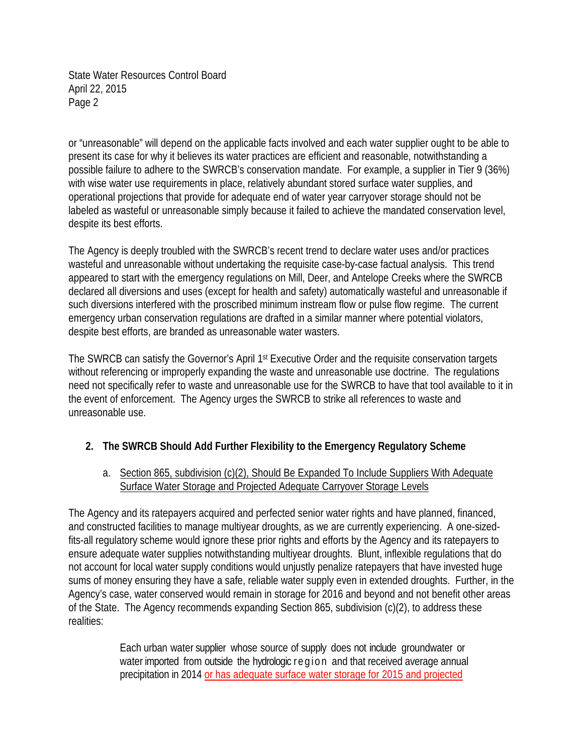or "unreasonable" will depend on the applicable facts involved and each water supplier ought to be able to present its case for why it believes its water practices are efficient and reasonable, notwithstanding a possible failure to adhere to the SWRCB's conservation mandate. For example, a supplier in Tier 9 (36%) with wise water use requirements in place, relatively abundant stored surface water supplies, and operational projections that provide for adequate end of water year carryover storage should not be labeled as wasteful or unreasonable simply because it failed to achieve the mandated conservation level, despite its best efforts.

The Agency is deeply troubled with the SWRCB's recent trend to declare water uses and/or practices wasteful and unreasonable without undertaking the requisite case-by-case factual analysis. This trend appeared to start with the emergency regulations on Mill, Deer, and Antelope Creeks where the SWRCB declared all diversions and uses (except for health and safety) automatically wasteful and unreasonable if such diversions interfered with the proscribed minimum instream flow or pulse flow regime. The current emergency urban conservation regulations are drafted in a similar manner where potential violators, despite best efforts, are branded as unreasonable water wasters.

The SWRCB can satisfy the Governor's April 1st Executive Order and the requisite conservation targets without referencing or improperly expanding the waste and unreasonable use doctrine. The regulations need not specifically refer to waste and unreasonable use for the SWRCB to have that tool available to it in the event of enforcement. The Agency urges the SWRCB to strike all references to waste and unreasonable use.

## 2. The SWRCB Should Add Further Flexibility to the Emergency Regulatory Scheme

### a. Section 865, subdivision (c)(2), Should Be Expanded To Include Suppliers With Adequate Surface Water Storage and Projected Adequate Carryover Storage Levels

The Agency and its ratepayers acquired and perfected senior water rights and have planned, financed, and constructed facilities to manage multiyear droughts, as we are currently experiencing. A one-sized-fits-all regulatory scheme would ignore these prior rights and efforts by the Agency and its ratepayers to ensure adequate water supplies notwithstanding multiyear droughts. Blunt, inflexible regulations that do not account for local water supply conditions would unjustly penalize ratepayers that have invested huge sums of money ensuring they have a safe, reliable water supply even in extended droughts. Further, in the Agency's case, water conserved would remain in storage for 2016 and beyond and not benefit other areas of the State. The Agency recommends expanding Section 865, subdivision (c)(2), to address these realities:

> Each urban water supplier whose source of supply does not include groundwater or water imported from outside the hydrologic region and that received average annual precipitation in 2014 or has adequate surface water storage for 2015 and projected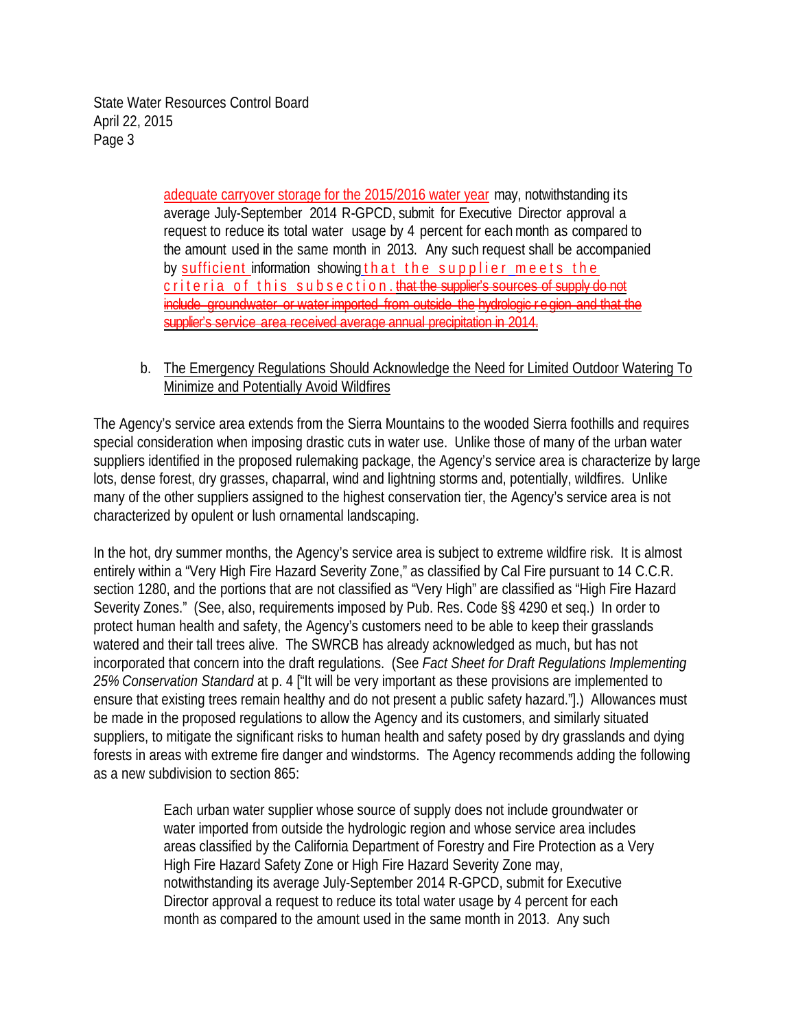adequate carryover storage for the 2015/2016 water year may, notwithstanding its average July-September 2014 R-GPCD, submit for Executive Director approval a request to reduce its total water usage by 4 percent for each month as compared to the amount used in the same month in 2013. Any such request shall be accompanied by sufficient information showing that the supplier meets the criteria of this subsection. ~~that the supplier's sources of supply do not include groundwater or water imported from outside the hydrologic region and that the supplier's service area received average annual precipitation in 2014.~~

b. The Emergency Regulations Should Acknowledge the Need for Limited Outdoor Watering To Minimize and Potentially Avoid Wildfires

The Agency's service area extends from the Sierra Mountains to the wooded Sierra foothills and requires special consideration when imposing drastic cuts in water use. Unlike those of many of the urban water suppliers identified in the proposed rulemaking package, the Agency's service area is characterize by large lots, dense forest, dry grasses, chaparral, wind and lightning storms and, potentially, wildfires. Unlike many of the other suppliers assigned to the highest conservation tier, the Agency's service area is not characterized by opulent or lush ornamental landscaping.

In the hot, dry summer months, the Agency's service area is subject to extreme wildfire risk. It is almost entirely within a "Very High Fire Hazard Severity Zone," as classified by Cal Fire pursuant to 14 C.C.R. section 1280, and the portions that are not classified as "Very High" are classified as "High Fire Hazard Severity Zones." (See, also, requirements imposed by Pub. Res. Code §§ 4290 et seq.) In order to protect human health and safety, the Agency's customers need to be able to keep their grasslands watered and their tall trees alive. The SWRCB has already acknowledged as much, but has not incorporated that concern into the draft regulations. (See *Fact Sheet for Draft Regulations Implementing 25% Conservation Standard* at p. 4 ["It will be very important as these provisions are implemented to ensure that existing trees remain healthy and do not present a public safety hazard."].) Allowances must be made in the proposed regulations to allow the Agency and its customers, and similarly situated suppliers, to mitigate the significant risks to human health and safety posed by dry grasslands and dying forests in areas with extreme fire danger and windstorms. The Agency recommends adding the following as a new subdivision to section 865:

> Each urban water supplier whose source of supply does not include groundwater or water imported from outside the hydrologic region and whose service area includes areas classified by the California Department of Forestry and Fire Protection as a Very High Fire Hazard Safety Zone or High Fire Hazard Severity Zone may, notwithstanding its average July-September 2014 R-GPCD, submit for Executive Director approval a request to reduce its total water usage by 4 percent for each month as compared to the amount used in the same month in 2013. Any such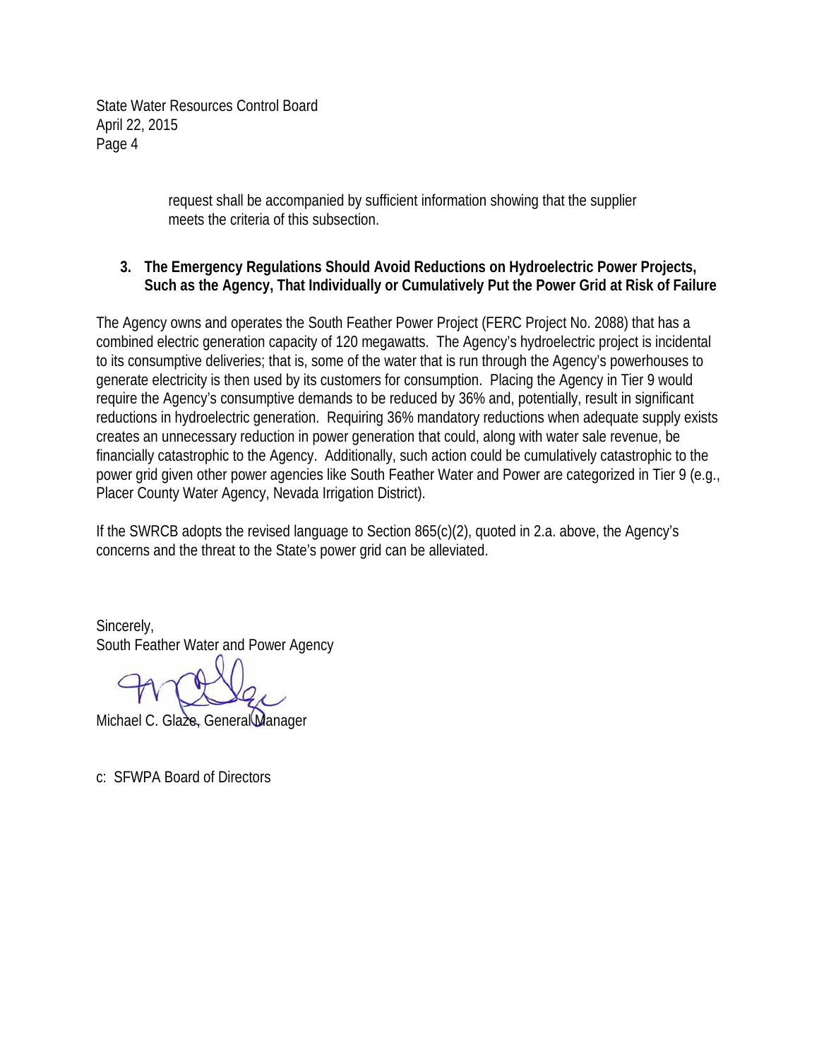request shall be accompanied by sufficient information showing that the supplier meets the criteria of this subsection.

**3. The Emergency Regulations Should Avoid Reductions on Hydroelectric Power Projects, Such as the Agency, That Individually or Cumulatively Put the Power Grid at Risk of Failure**

The Agency owns and operates the South Feather Power Project (FERC Project No. 2088) that has a combined electric generation capacity of 120 megawatts. The Agency's hydroelectric project is incidental to its consumptive deliveries; that is, some of the water that is run through the Agency's powerhouses to generate electricity is then used by its customers for consumption. Placing the Agency in Tier 9 would require the Agency's consumptive demands to be reduced by 36% and, potentially, result in significant reductions in hydroelectric generation. Requiring 36% mandatory reductions when adequate supply exists creates an unnecessary reduction in power generation that could, along with water sale revenue, be financially catastrophic to the Agency. Additionally, such action could be cumulatively catastrophic to the power grid given other power agencies like South Feather Water and Power are categorized in Tier 9 (e.g., Placer County Water Agency, Nevada Irrigation District).

If the SWRCB adopts the revised language to Section 865(c)(2), quoted in 2.a. above, the Agency's concerns and the threat to the State's power grid can be alleviated.

Sincerely,
South Feather Water and Power Agency

Michael C. Glaze, General Manager

c: SFWPA Board of Directors